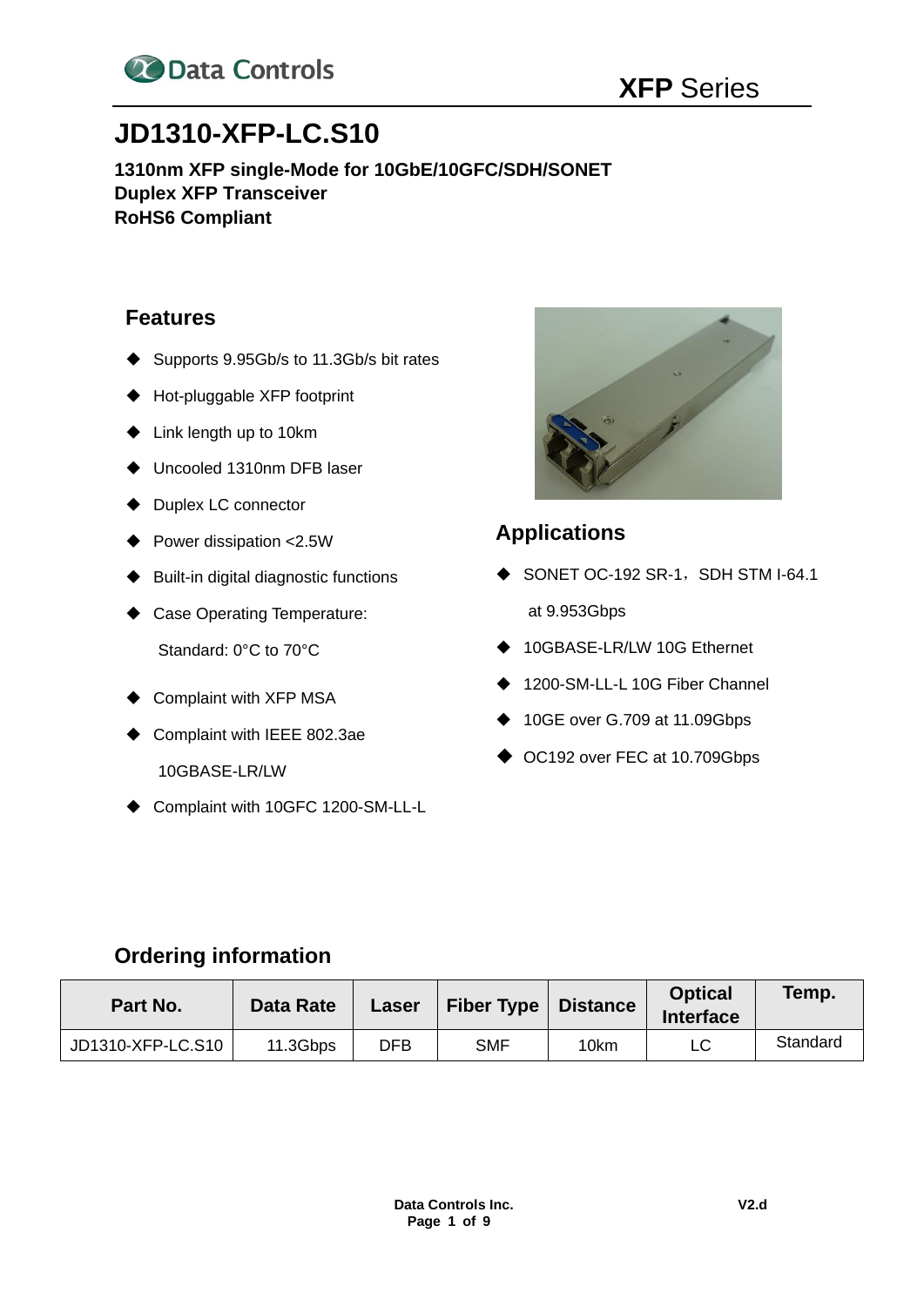# JD1310-XFP-LC.S10

**1310nm XFP single-Mode for 10GbE/10GFC/SDH/SONET**
**Duplex XFP Transceiver**
**RoHS6 Compliant**

## Features

- Supports 9.95Gb/s to 11.3Gb/s bit rates
- Hot-pluggable XFP footprint
- Link length up to 10km
- Uncooled 1310nm DFB laser
- Duplex LC connector
- Power dissipation <2.5W
- Built-in digital diagnostic functions
- Case Operating Temperature:

  Standard: 0°C to 70°C

- Complaint with XFP MSA
- Complaint with IEEE 802.3ae

  10GBASE-LR/LW

- Complaint with 10GFC 1200-SM-LL-L

## Applications

- SONET OC-192 SR-1，SDH STM I-64.1

  at 9.953Gbps

- 10GBASE-LR/LW 10G Ethernet
- 1200-SM-LL-L 10G Fiber Channel
- 10GE over G.709 at 11.09Gbps
- OC192 over FEC at 10.709Gbps

## Ordering information

| Part No. | Data Rate | Laser | Fiber Type | Distance | Optical Interface | Temp. |
|---|---|---|---|---|---|---|
| JD1310-XFP-LC.S10 | 11.3Gbps | DFB | SMF | 10km | LC | Standard |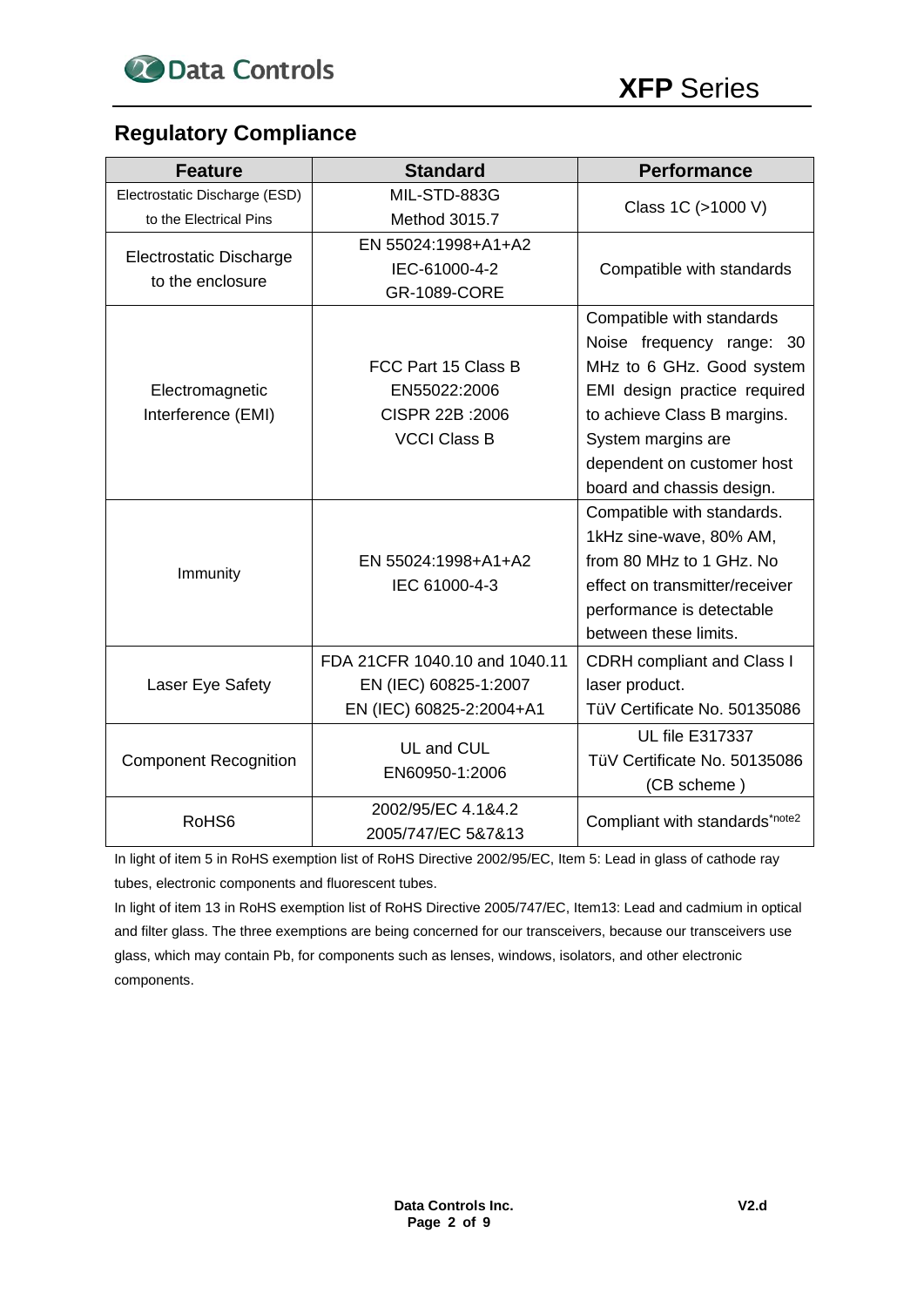## Regulatory Compliance

| Feature | Standard | Performance |
|---|---|---|
| Electrostatic Discharge (ESD) to the Electrical Pins | MIL-STD-883G Method 3015.7 | Class 1C (>1000 V) |
| Electrostatic Discharge to the enclosure | EN 55024:1998+A1+A2 IEC-61000-4-2 GR-1089-CORE | Compatible with standards |
| Electromagnetic Interference (EMI) | FCC Part 15 Class B EN55022:2006 CISPR 22B :2006 VCCI Class B | Compatible with standards Noise frequency range: 30 MHz to 6 GHz. Good system EMI design practice required to achieve Class B margins. System margins are dependent on customer host board and chassis design. |
| Immunity | EN 55024:1998+A1+A2 IEC 61000-4-3 | Compatible with standards. 1kHz sine-wave, 80% AM, from 80 MHz to 1 GHz. No effect on transmitter/receiver performance is detectable between these limits. |
| Laser Eye Safety | FDA 21CFR 1040.10 and 1040.11 EN (IEC) 60825-1:2007 EN (IEC) 60825-2:2004+A1 | CDRH compliant and Class I laser product. TüV Certificate No. 50135086 |
| Component Recognition | UL and CUL EN60950-1:2006 | UL file E317337 TüV Certificate No. 50135086 (CB scheme ) |
| RoHS6 | 2002/95/EC 4.1&4.2 2005/747/EC 5&7&13 | Compliant with standards*note2 |

In light of item 5 in RoHS exemption list of RoHS Directive 2002/95/EC, Item 5: Lead in glass of cathode ray tubes, electronic components and fluorescent tubes.

In light of item 13 in RoHS exemption list of RoHS Directive 2005/747/EC, Item13: Lead and cadmium in optical and filter glass. The three exemptions are being concerned for our transceivers, because our transceivers use glass, which may contain Pb, for components such as lenses, windows, isolators, and other electronic components.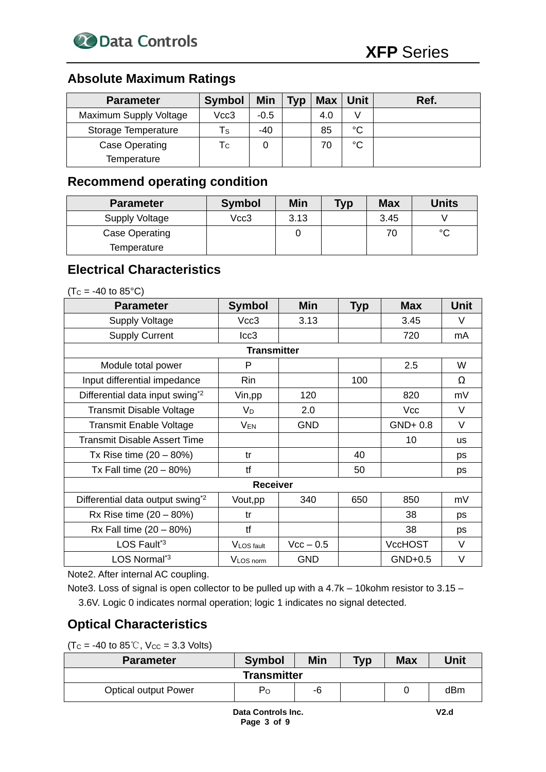## Absolute Maximum Ratings

| Parameter | Symbol | Min | Typ | Max | Unit | Ref. |
|---|---|---|---|---|---|---|
| Maximum Supply Voltage | Vcc3 | -0.5 | | 4.0 | V | |
| Storage Temperature | $T_S$ | -40 | | 85 | °C | |
| Case Operating Temperature | $T_C$ | 0 | | 70 | °C | |

## Recommend operating condition

| Parameter | Symbol | Min | Typ | Max | Units |
|---|---|---|---|---|---|
| Supply Voltage | Vcc3 | 3.13 | | 3.45 | V |
| Case Operating Temperature | | 0 | | 70 | °C |

## Electrical Characteristics

($T_C$ = -40 to 85°C)

| Parameter | Symbol | Min | Typ | Max | Unit |
|---|---|---|---|---|---|
| Supply Voltage | Vcc3 | 3.13 | | 3.45 | V |
| Supply Current | Icc3 | | | 720 | mA |
| **Transmitter** | | | | | |
| Module total power | P | | | 2.5 | W |
| Input differential impedance | Rin | | 100 | | Ω |
| Differential data input swing*2 | Vin,pp | 120 | | 820 | mV |
| Transmit Disable Voltage | $V_D$ | 2.0 | | Vcc | V |
| Transmit Enable Voltage | $V_{EN}$ | GND | | GND+ 0.8 | V |
| Transmit Disable Assert Time | | | | 10 | us |
| Tx Rise time (20 – 80%) | tr | | 40 | | ps |
| Tx Fall time (20 – 80%) | tf | | 50 | | ps |
| **Receiver** | | | | | |
| Differential data output swing*2 | Vout,pp | 340 | 650 | 850 | mV |
| Rx Rise time (20 – 80%) | tr | | | 38 | ps |
| Rx Fall time (20 – 80%) | tf | | | 38 | ps |
| LOS Fault*3 | $V_{LOS\ fault}$ | Vcc – 0.5 | | VccHOST | V |
| LOS Normal*3 | $V_{LOS\ norm}$ | GND | | GND+0.5 | V |

Note2. After internal AC coupling.

Note3. Loss of signal is open collector to be pulled up with a 4.7k – 10kohm resistor to 3.15 – 3.6V. Logic 0 indicates normal operation; logic 1 indicates no signal detected.

## Optical Characteristics

($T_C$ = -40 to 85℃, $V_{CC}$ = 3.3 Volts)

| Parameter | Symbol | Min | Typ | Max | Unit |
|---|---|---|---|---|---|
| **Transmitter** | | | | | |
| Optical output Power | $P_O$ | -6 | | 0 | dBm |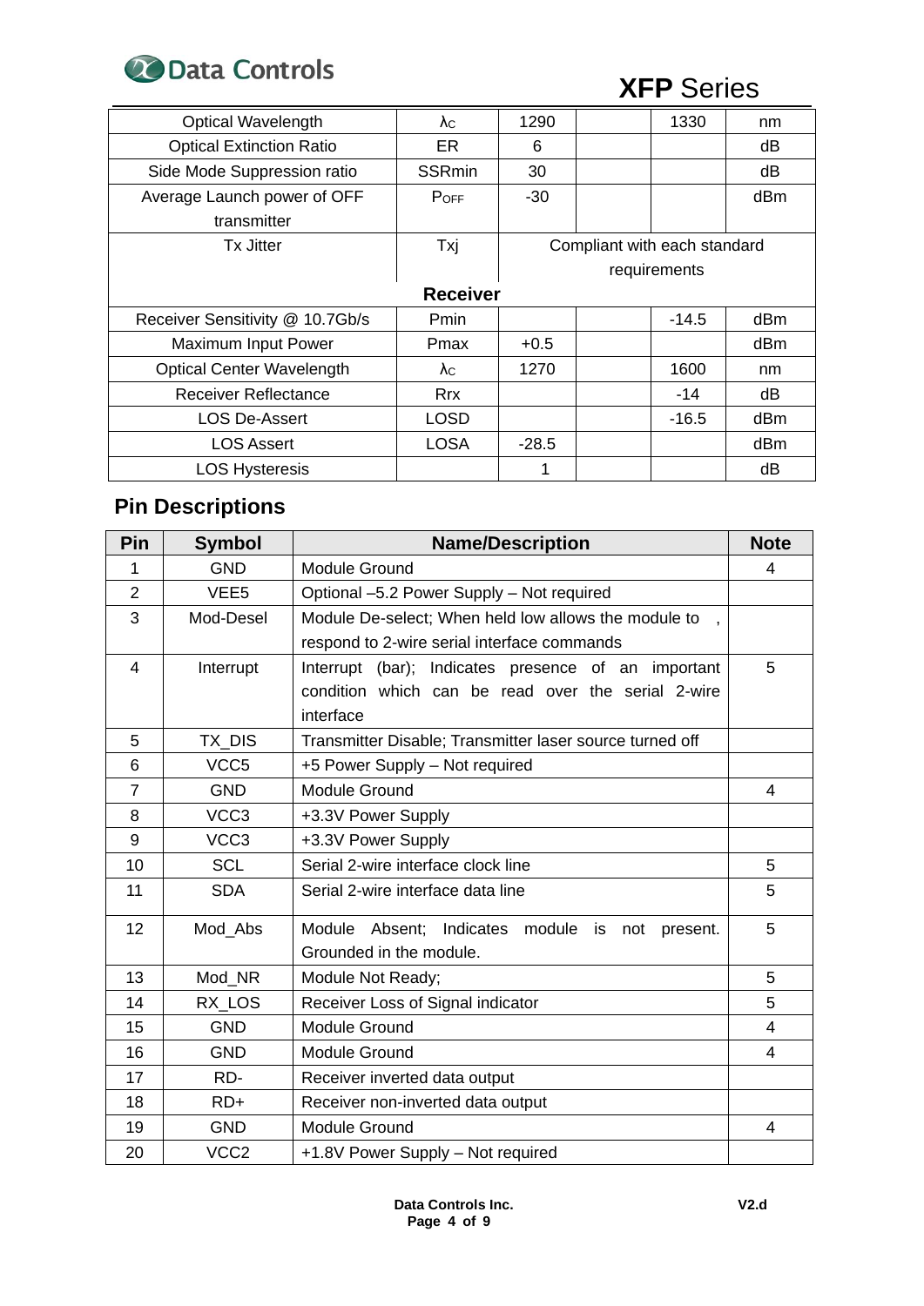| Optical Wavelength | $\lambda_C$ | 1290 | | 1330 | nm |
|---|---|---|---|---|---|
| Optical Extinction Ratio | ER | 6 | | | dB |
| Side Mode Suppression ratio | SSRmin | 30 | | | dB |
| Average Launch power of OFF transmitter | $P_{OFF}$ | -30 | | | dBm |
| Tx Jitter | Txj | Compliant with each standard requirements | | | |
| **Receiver** | | | | | |
| Receiver Sensitivity @ 10.7Gb/s | Pmin | | | -14.5 | dBm |
| Maximum Input Power | Pmax | +0.5 | | | dBm |
| Optical Center Wavelength | $\lambda_C$ | 1270 | | 1600 | nm |
| Receiver Reflectance | Rrx | | | -14 | dB |
| LOS De-Assert | LOSD | | | -16.5 | dBm |
| LOS Assert | LOSA | -28.5 | | | dBm |
| LOS Hysteresis | | 1 | | | dB |

## Pin Descriptions

| Pin | Symbol | Name/Description | Note |
|---|---|---|---|
| 1 | GND | Module Ground | 4 |
| 2 | VEE5 | Optional –5.2 Power Supply – Not required | |
| 3 | Mod-Desel | Module De-select; When held low allows the module to , respond to 2-wire serial interface commands | |
| 4 | Interrupt | Interrupt (bar); Indicates presence of an important condition which can be read over the serial 2-wire interface | 5 |
| 5 | TX_DIS | Transmitter Disable; Transmitter laser source turned off | |
| 6 | VCC5 | +5 Power Supply – Not required | |
| 7 | GND | Module Ground | 4 |
| 8 | VCC3 | +3.3V Power Supply | |
| 9 | VCC3 | +3.3V Power Supply | |
| 10 | SCL | Serial 2-wire interface clock line | 5 |
| 11 | SDA | Serial 2-wire interface data line | 5 |
| 12 | Mod_Abs | Module Absent; Indicates module is not present. Grounded in the module. | 5 |
| 13 | Mod_NR | Module Not Ready; | 5 |
| 14 | RX_LOS | Receiver Loss of Signal indicator | 5 |
| 15 | GND | Module Ground | 4 |
| 16 | GND | Module Ground | 4 |
| 17 | RD- | Receiver inverted data output | |
| 18 | RD+ | Receiver non-inverted data output | |
| 19 | GND | Module Ground | 4 |
| 20 | VCC2 | +1.8V Power Supply – Not required | |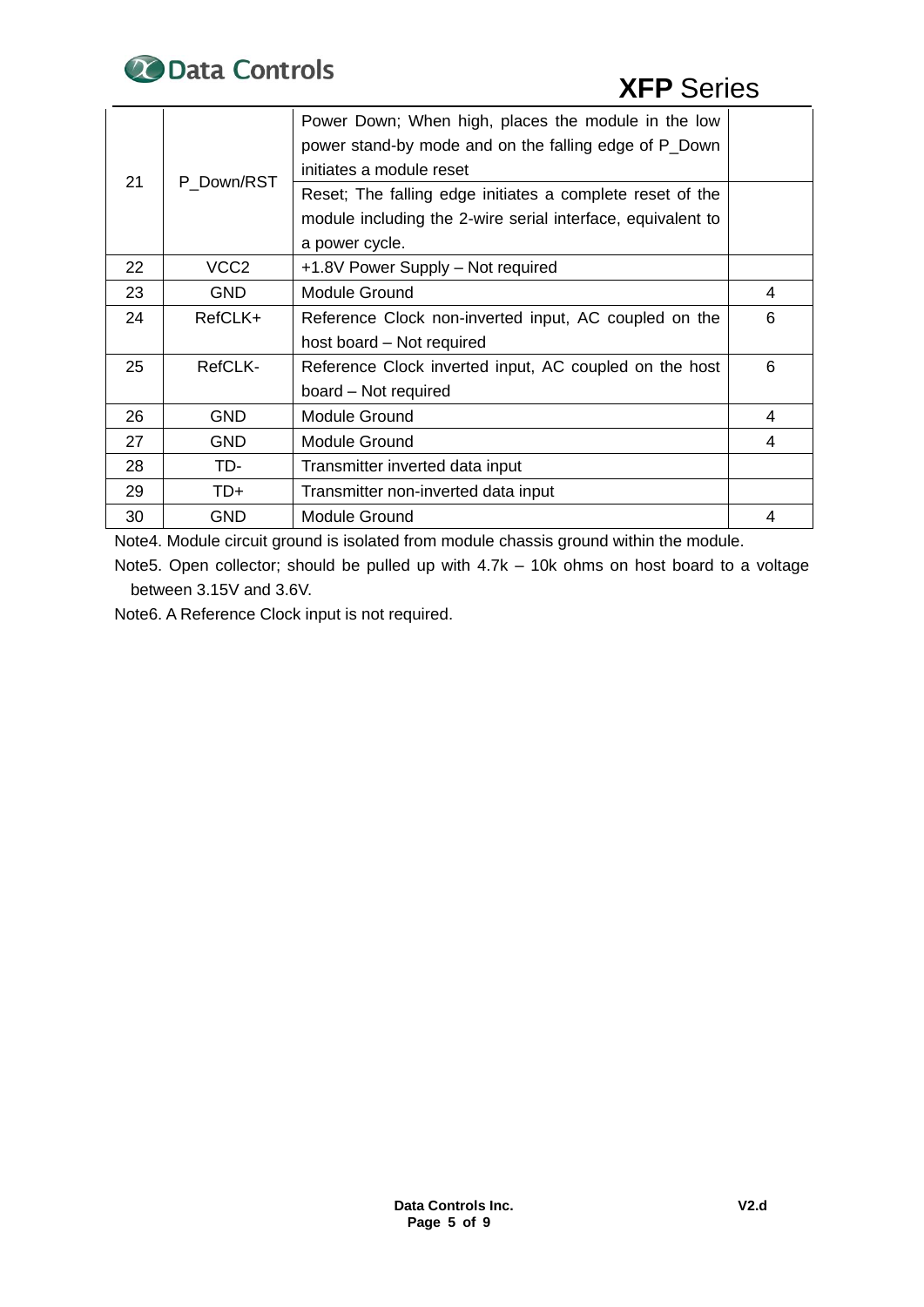| 21 | P_Down/RST | Power Down; When high, places the module in the low power stand-by mode and on the falling edge of P_Down initiates a module reset | |
|---|---|---|---|
| | | Reset; The falling edge initiates a complete reset of the module including the 2-wire serial interface, equivalent to a power cycle. | |
| 22 | VCC2 | +1.8V Power Supply – Not required | |
| 23 | GND | Module Ground | 4 |
| 24 | RefCLK+ | Reference Clock non-inverted input, AC coupled on the host board – Not required | 6 |
| 25 | RefCLK- | Reference Clock inverted input, AC coupled on the host board – Not required | 6 |
| 26 | GND | Module Ground | 4 |
| 27 | GND | Module Ground | 4 |
| 28 | TD- | Transmitter inverted data input | |
| 29 | TD+ | Transmitter non-inverted data input | |
| 30 | GND | Module Ground | 4 |

Note4. Module circuit ground is isolated from module chassis ground within the module.

Note5. Open collector; should be pulled up with 4.7k – 10k ohms on host board to a voltage between 3.15V and 3.6V.

Note6. A Reference Clock input is not required.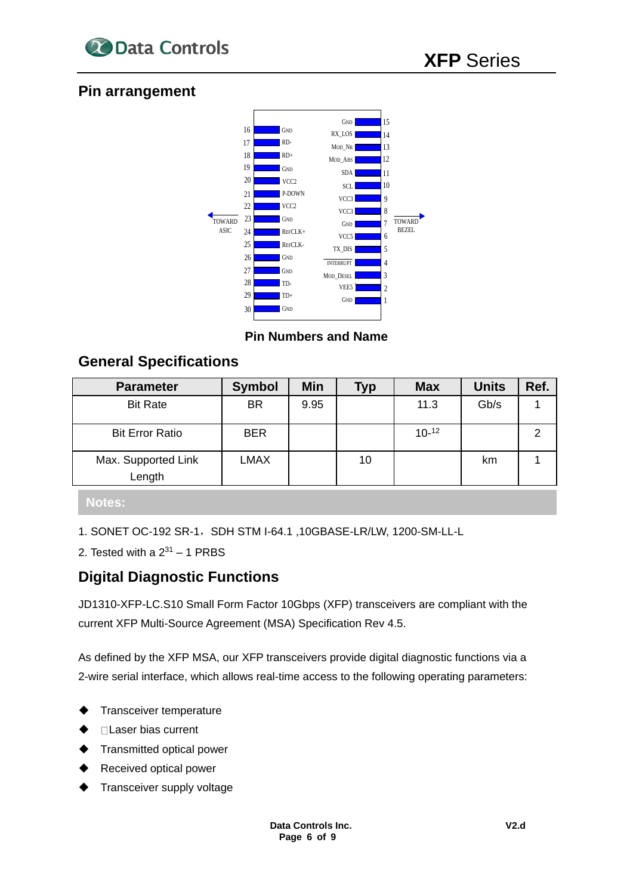## Pin arrangement

| Pin | Name | Pin | Name |
|---|---|---|---|
| 16 | GND | 15 | GND |
| 17 | RD- | 14 | RX_LOS |
| 18 | RD+ | 13 | MOD_NR |
| 19 | GND | 12 | MOD_ABS |
| 20 | VCC2 | 11 | SDA |
| 21 | P-DOWN | 10 | SCL |
| 22 | VCC2 | 9 | VCC3 |
| 23 | GND | 8 | VCC3 |
| 24 | REFCLK+ | 7 | GND |
| 25 | REFCLK- | 6 | VCC5 |
| 26 | GND | 5 | TX_DIS |
| 27 | GND | 4 | INTERRUPT |
| 28 | TD- | 3 | MOD_DESEL |
| 29 | TD+ | 2 | VEE5 |
| 30 | GND | 1 | GND |

TOWARD ASIC ← → TOWARD BEZEL

**Pin Numbers and Name**

## General Specifications

| Parameter | Symbol | Min | Typ | Max | Units | Ref. |
|---|---|---|---|---|---|---|
| Bit Rate | BR | 9.95 | | 11.3 | Gb/s | 1 |
| Bit Error Ratio | BER | | | $10^{-12}$ | | 2 |
| Max. Supported Link Length | LMAX | | 10 | | km | 1 |

**Notes:**

1. SONET OC-192 SR-1，SDH STM I-64.1 ,10GBASE-LR/LW, 1200-SM-LL-L
2. Tested with a $2^{31}-1$ PRBS

## Digital Diagnostic Functions

JD1310-XFP-LC.S10 Small Form Factor 10Gbps (XFP) transceivers are compliant with the current XFP Multi-Source Agreement (MSA) Specification Rev 4.5.

As defined by the XFP MSA, our XFP transceivers provide digital diagnostic functions via a 2-wire serial interface, which allows real-time access to the following operating parameters:

- Transceiver temperature
- Laser bias current
- Transmitted optical power
- Received optical power
- Transceiver supply voltage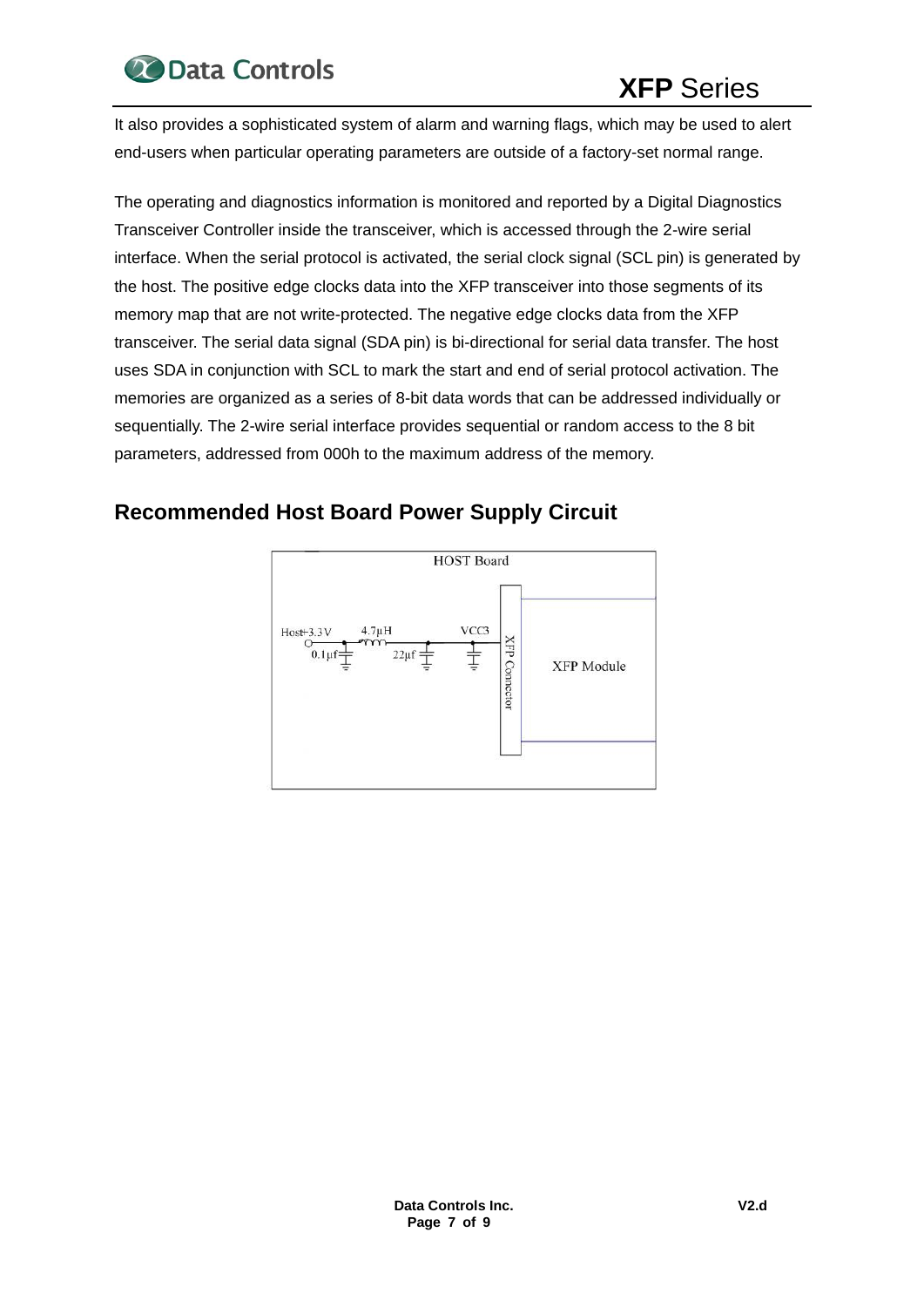It also provides a sophisticated system of alarm and warning flags, which may be used to alert end-users when particular operating parameters are outside of a factory-set normal range.

The operating and diagnostics information is monitored and reported by a Digital Diagnostics Transceiver Controller inside the transceiver, which is accessed through the 2-wire serial interface. When the serial protocol is activated, the serial clock signal (SCL pin) is generated by the host. The positive edge clocks data into the XFP transceiver into those segments of its memory map that are not write-protected. The negative edge clocks data from the XFP transceiver. The serial data signal (SDA pin) is bi-directional for serial data transfer. The host uses SDA in conjunction with SCL to mark the start and end of serial protocol activation. The memories are organized as a series of 8-bit data words that can be addressed individually or sequentially. The 2-wire serial interface provides sequential or random access to the 8 bit parameters, addressed from 000h to the maximum address of the memory.

## Recommended Host Board Power Supply Circuit

HOST Board

Host+3.3V — 4.7μH — VCC3 — XFP Connector — XFP Module

0.1μf, 22μf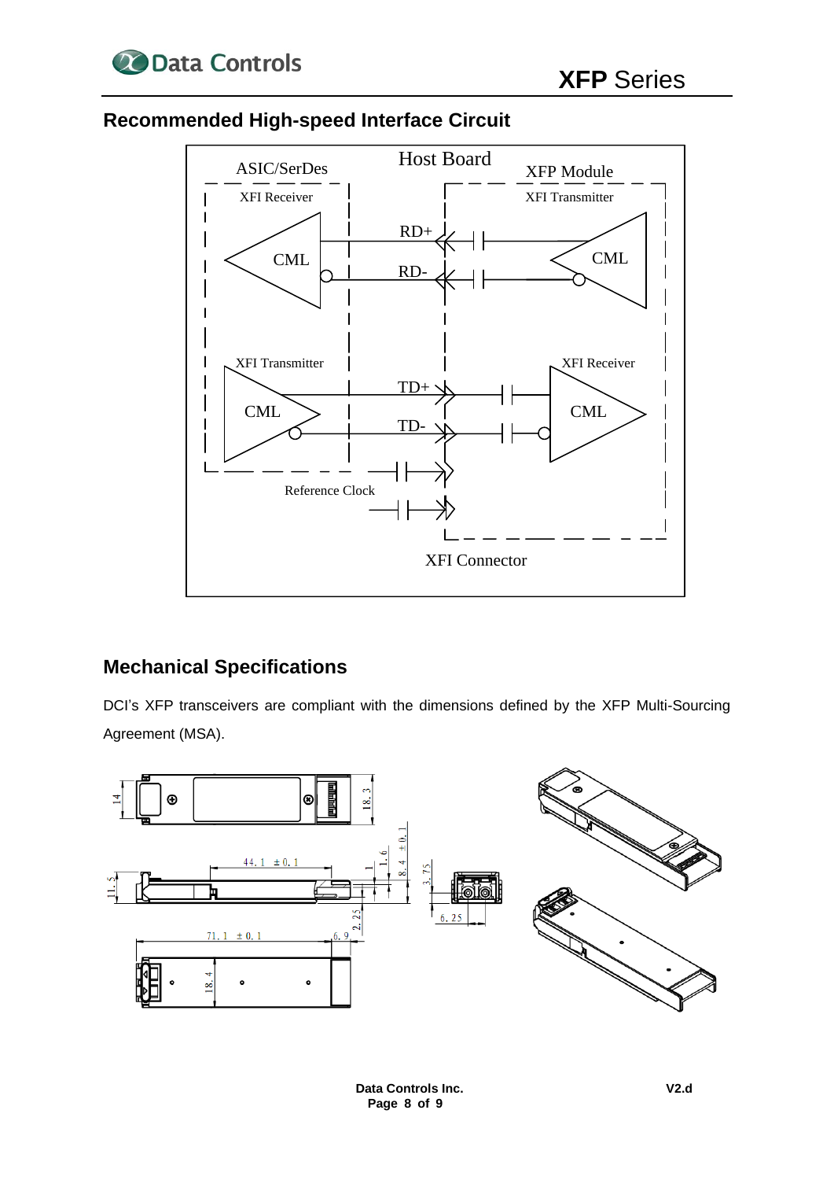## Recommended High-speed Interface Circuit

## Mechanical Specifications

DCI's XFP transceivers are compliant with the dimensions defined by the XFP Multi-Sourcing Agreement (MSA).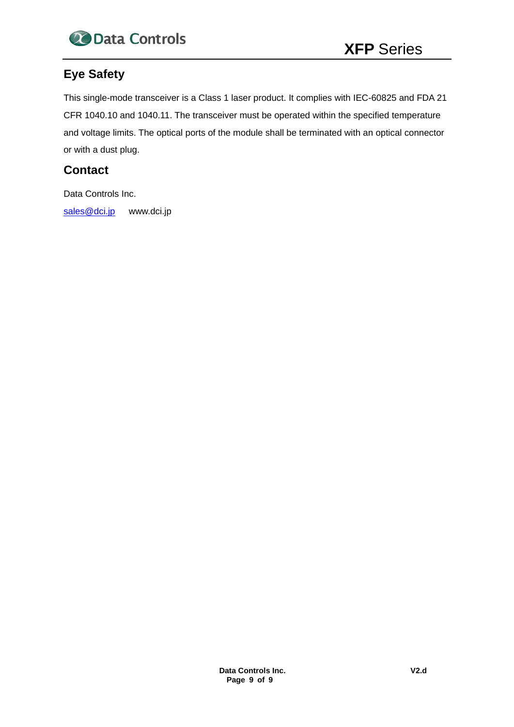## Eye Safety

This single-mode transceiver is a Class 1 laser product. It complies with IEC-60825 and FDA 21 CFR 1040.10 and 1040.11. The transceiver must be operated within the specified temperature and voltage limits. The optical ports of the module shall be terminated with an optical connector or with a dust plug.

## Contact

Data Controls Inc.

sales@dci.jp     www.dci.jp